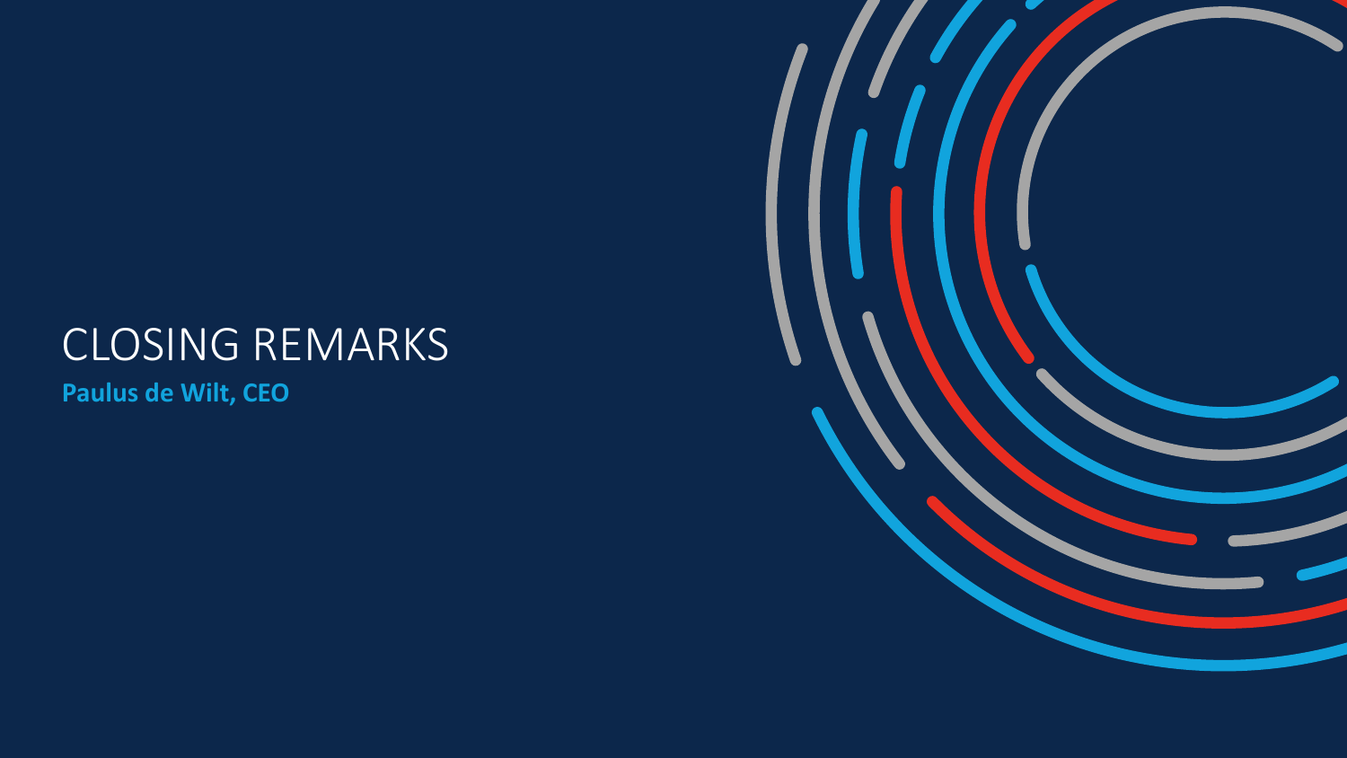# CLOSING REMARKS

**Paulus de Wilt, CEO**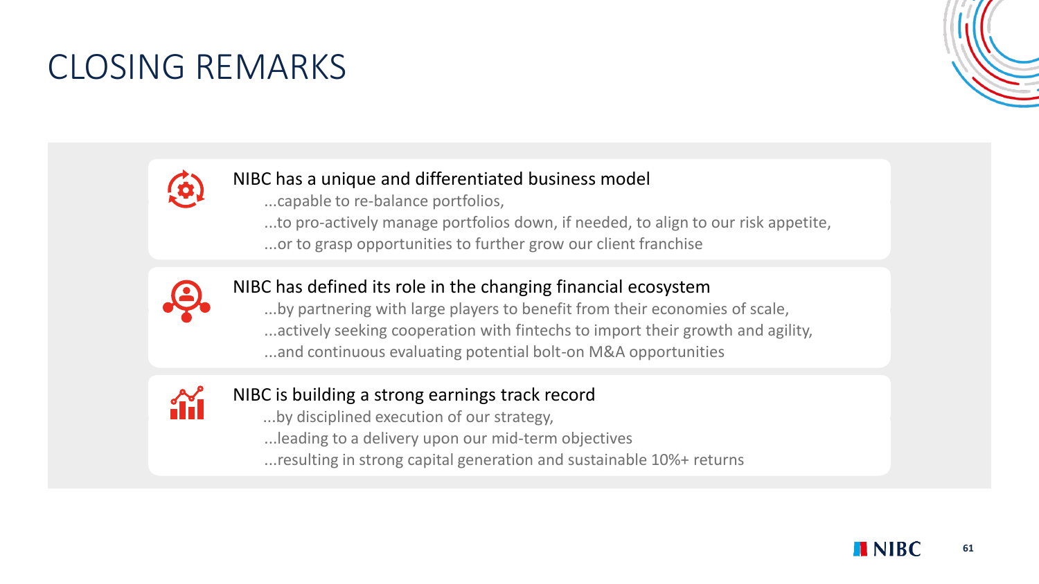# CLOSING REMARKS

**NIBC has a unique and differentiated business model**

...capable to re-balance portfolios,
...to pro-actively manage portfolios down, if needed, to align to our risk appetite,
...or to grasp opportunities to further grow our client franchise

**NIBC has defined its role in the changing financial ecosystem**

...by partnering with large players to benefit from their economies of scale,
...actively seeking cooperation with fintechs to import their growth and agility,
...and continuous evaluating potential bolt-on M&A opportunities

**NIBC is building a strong earnings track record**

...by disciplined execution of our strategy,
...leading to a delivery upon our mid-term objectives
...resulting in strong capital generation and sustainable 10%+ returns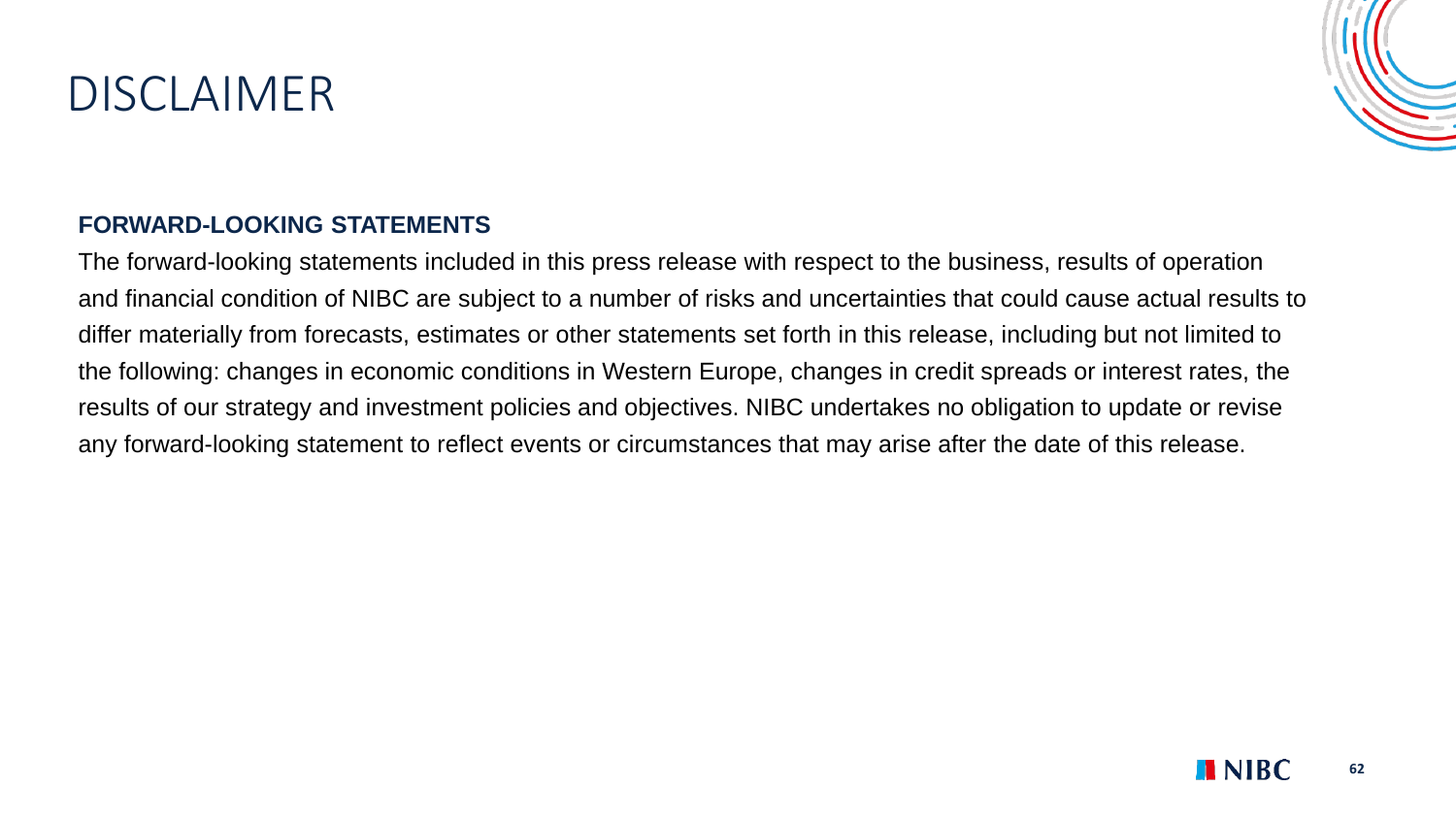# DISCLAIMER

**FORWARD-LOOKING STATEMENTS**

The forward-looking statements included in this press release with respect to the business, results of operation and financial condition of NIBC are subject to a number of risks and uncertainties that could cause actual results to differ materially from forecasts, estimates or other statements set forth in this release, including but not limited to the following: changes in economic conditions in Western Europe, changes in credit spreads or interest rates, the results of our strategy and investment policies and objectives. NIBC undertakes no obligation to update or revise any forward-looking statement to reflect events or circumstances that may arise after the date of this release.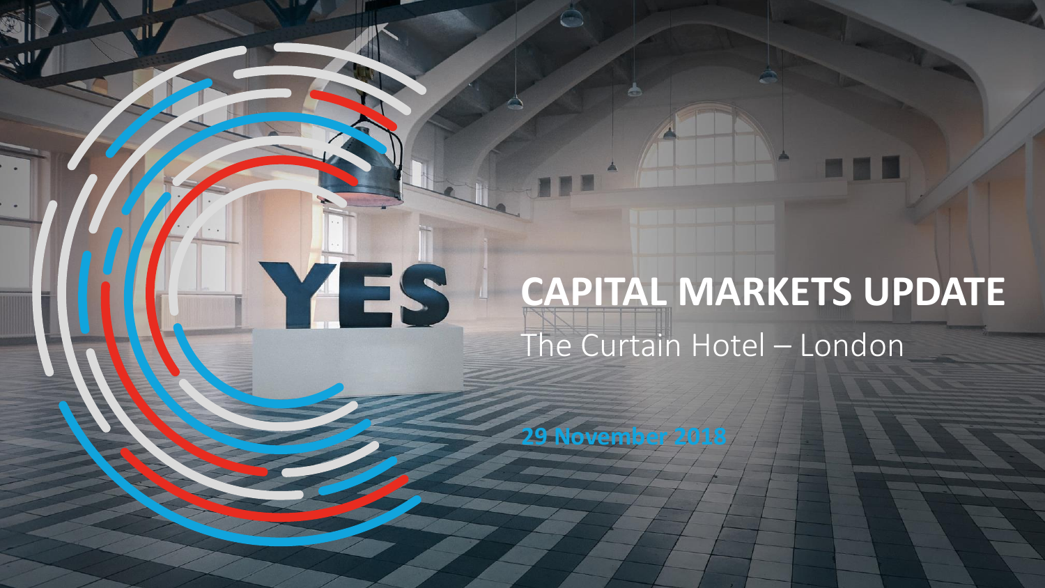# CAPITAL MARKETS UPDATE

The Curtain Hotel – London

29 November 2018